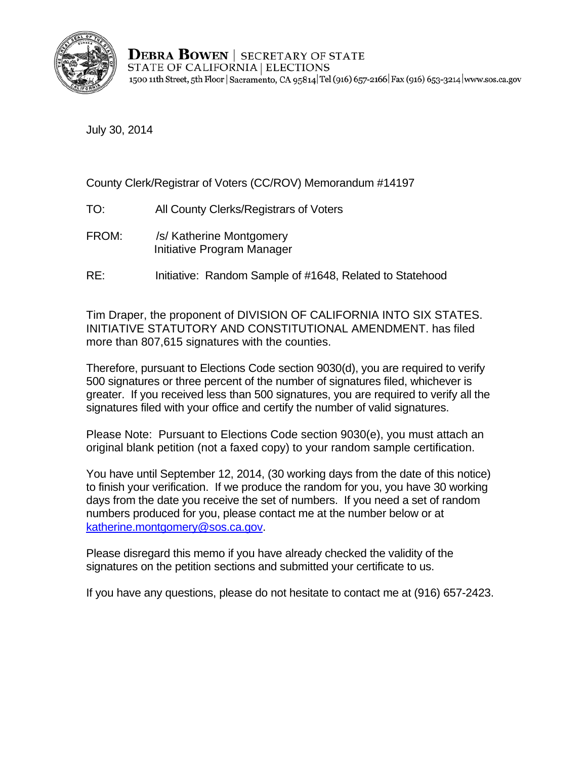**DEBRA BOWEN** | SECRETARY OF STATE
STATE OF CALIFORNIA | ELECTIONS
1500 11th Street, 5th Floor | Sacramento, CA 95814 | Tel (916) 657-2166 | Fax (916) 653-3214 | www.sos.ca.gov

July 30, 2014

County Clerk/Registrar of Voters (CC/ROV) Memorandum #14197

TO: All County Clerks/Registrars of Voters

FROM: /s/ Katherine Montgomery
Initiative Program Manager

RE: Initiative: Random Sample of #1648, Related to Statehood

Tim Draper, the proponent of DIVISION OF CALIFORNIA INTO SIX STATES. INITIATIVE STATUTORY AND CONSTITUTIONAL AMENDMENT. has filed more than 807,615 signatures with the counties.

Therefore, pursuant to Elections Code section 9030(d), you are required to verify 500 signatures or three percent of the number of signatures filed, whichever is greater. If you received less than 500 signatures, you are required to verify all the signatures filed with your office and certify the number of valid signatures.

Please Note: Pursuant to Elections Code section 9030(e), you must attach an original blank petition (not a faxed copy) to your random sample certification.

You have until September 12, 2014, (30 working days from the date of this notice) to finish your verification. If we produce the random for you, you have 30 working days from the date you receive the set of numbers. If you need a set of random numbers produced for you, please contact me at the number below or at katherine.montgomery@sos.ca.gov.

Please disregard this memo if you have already checked the validity of the signatures on the petition sections and submitted your certificate to us.

If you have any questions, please do not hesitate to contact me at (916) 657-2423.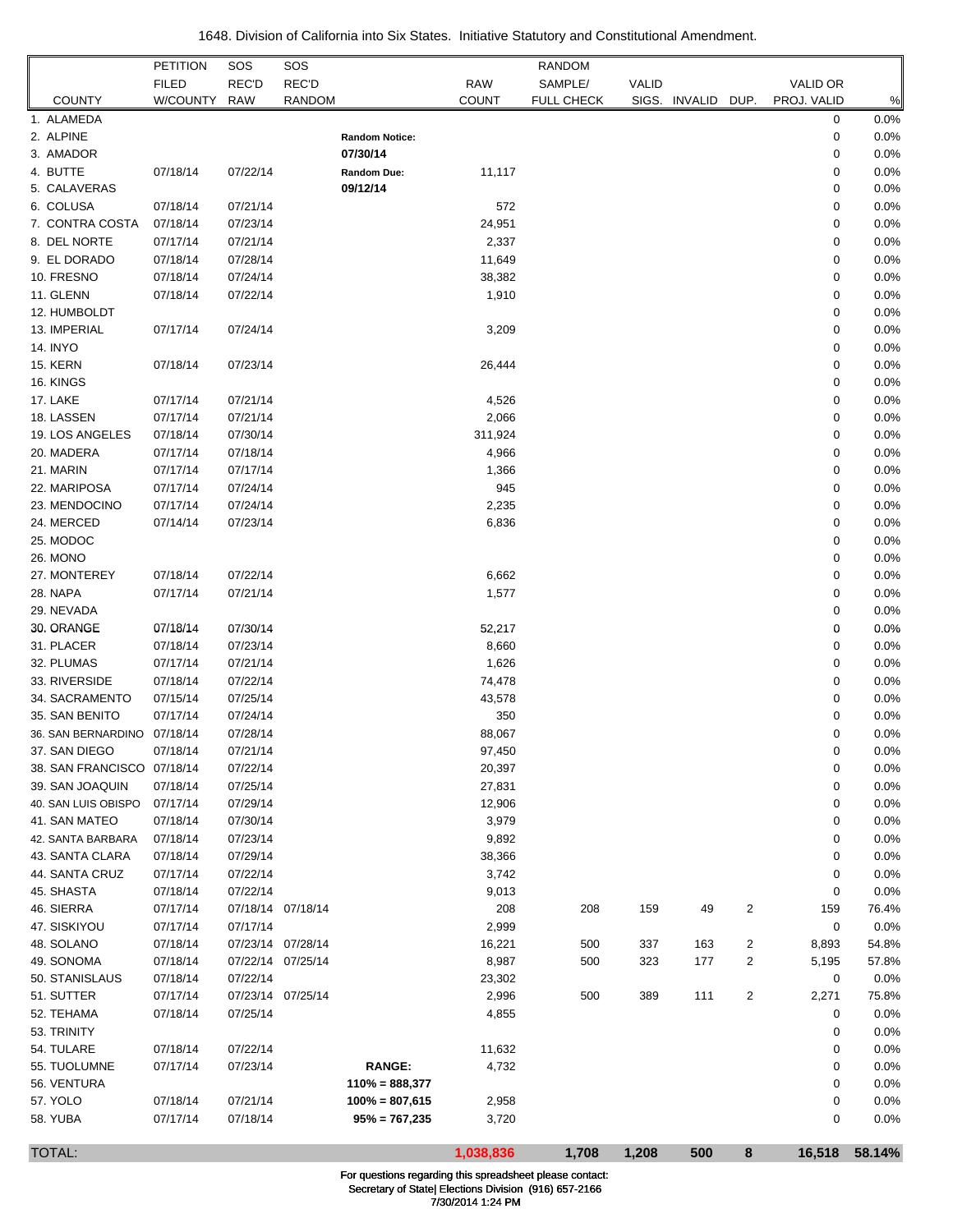1648. Division of California into Six States. Initiative Statutory and Constitutional Amendment.

| COUNTY | PETITION FILED W/COUNTY | SOS REC'D RAW | SOS REC'D RANDOM | | RAW COUNT | RANDOM SAMPLE/ FULL CHECK | VALID SIGS. | INVALID | DUP. | VALID OR PROJ. VALID | % |
|---|---|---|---|---|---|---|---|---|---|---|---|
| 1. ALAMEDA | | | | | | | | | | 0 | 0.0% |
| 2. ALPINE | | | | **Random Notice:** | | | | | | 0 | 0.0% |
| 3. AMADOR | | | | **07/30/14** | | | | | | 0 | 0.0% |
| 4. BUTTE | 07/18/14 | 07/22/14 | | **Random Due:** | 11,117 | | | | | 0 | 0.0% |
| 5. CALAVERAS | | | | **09/12/14** | | | | | | 0 | 0.0% |
| 6. COLUSA | 07/18/14 | 07/21/14 | | | 572 | | | | | 0 | 0.0% |
| 7. CONTRA COSTA | 07/18/14 | 07/23/14 | | | 24,951 | | | | | 0 | 0.0% |
| 8. DEL NORTE | 07/17/14 | 07/21/14 | | | 2,337 | | | | | 0 | 0.0% |
| 9. EL DORADO | 07/18/14 | 07/28/14 | | | 11,649 | | | | | 0 | 0.0% |
| 10. FRESNO | 07/18/14 | 07/24/14 | | | 38,382 | | | | | 0 | 0.0% |
| 11. GLENN | 07/18/14 | 07/22/14 | | | 1,910 | | | | | 0 | 0.0% |
| 12. HUMBOLDT | | | | | | | | | | 0 | 0.0% |
| 13. IMPERIAL | 07/17/14 | 07/24/14 | | | 3,209 | | | | | 0 | 0.0% |
| 14. INYO | | | | | | | | | | 0 | 0.0% |
| 15. KERN | 07/18/14 | 07/23/14 | | | 26,444 | | | | | 0 | 0.0% |
| 16. KINGS | | | | | | | | | | 0 | 0.0% |
| 17. LAKE | 07/17/14 | 07/21/14 | | | 4,526 | | | | | 0 | 0.0% |
| 18. LASSEN | 07/17/14 | 07/21/14 | | | 2,066 | | | | | 0 | 0.0% |
| 19. LOS ANGELES | 07/18/14 | 07/30/14 | | | 311,924 | | | | | 0 | 0.0% |
| 20. MADERA | 07/17/14 | 07/18/14 | | | 4,966 | | | | | 0 | 0.0% |
| 21. MARIN | 07/17/14 | 07/17/14 | | | 1,366 | | | | | 0 | 0.0% |
| 22. MARIPOSA | 07/17/14 | 07/24/14 | | | 945 | | | | | 0 | 0.0% |
| 23. MENDOCINO | 07/17/14 | 07/24/14 | | | 2,235 | | | | | 0 | 0.0% |
| 24. MERCED | 07/14/14 | 07/23/14 | | | 6,836 | | | | | 0 | 0.0% |
| 25. MODOC | | | | | | | | | | 0 | 0.0% |
| 26. MONO | | | | | | | | | | 0 | 0.0% |
| 27. MONTEREY | 07/18/14 | 07/22/14 | | | 6,662 | | | | | 0 | 0.0% |
| 28. NAPA | 07/17/14 | 07/21/14 | | | 1,577 | | | | | 0 | 0.0% |
| 29. NEVADA | | | | | | | | | | 0 | 0.0% |
| 30. ORANGE | 07/18/14 | 07/30/14 | | | 52,217 | | | | | 0 | 0.0% |
| 31. PLACER | 07/18/14 | 07/23/14 | | | 8,660 | | | | | 0 | 0.0% |
| 32. PLUMAS | 07/17/14 | 07/21/14 | | | 1,626 | | | | | 0 | 0.0% |
| 33. RIVERSIDE | 07/18/14 | 07/22/14 | | | 74,478 | | | | | 0 | 0.0% |
| 34. SACRAMENTO | 07/15/14 | 07/25/14 | | | 43,578 | | | | | 0 | 0.0% |
| 35. SAN BENITO | 07/17/14 | 07/24/14 | | | 350 | | | | | 0 | 0.0% |
| 36. SAN BERNARDINO | 07/18/14 | 07/28/14 | | | 88,067 | | | | | 0 | 0.0% |
| 37. SAN DIEGO | 07/18/14 | 07/21/14 | | | 97,450 | | | | | 0 | 0.0% |
| 38. SAN FRANCISCO | 07/18/14 | 07/22/14 | | | 20,397 | | | | | 0 | 0.0% |
| 39. SAN JOAQUIN | 07/18/14 | 07/25/14 | | | 27,831 | | | | | 0 | 0.0% |
| 40. SAN LUIS OBISPO | 07/17/14 | 07/29/14 | | | 12,906 | | | | | 0 | 0.0% |
| 41. SAN MATEO | 07/18/14 | 07/30/14 | | | 3,979 | | | | | 0 | 0.0% |
| 42. SANTA BARBARA | 07/18/14 | 07/23/14 | | | 9,892 | | | | | 0 | 0.0% |
| 43. SANTA CLARA | 07/18/14 | 07/29/14 | | | 38,366 | | | | | 0 | 0.0% |
| 44. SANTA CRUZ | 07/17/14 | 07/22/14 | | | 3,742 | | | | | 0 | 0.0% |
| 45. SHASTA | 07/18/14 | 07/22/14 | | | 9,013 | | | | | 0 | 0.0% |
| 46. SIERRA | 07/17/14 | 07/18/14 | 07/18/14 | | 208 | 208 | 159 | 49 | 2 | 159 | 76.4% |
| 47. SISKIYOU | 07/17/14 | 07/17/14 | | | 2,999 | | | | | 0 | 0.0% |
| 48. SOLANO | 07/18/14 | 07/23/14 | 07/28/14 | | 16,221 | 500 | 337 | 163 | 2 | 8,893 | 54.8% |
| 49. SONOMA | 07/18/14 | 07/22/14 | 07/25/14 | | 8,987 | 500 | 323 | 177 | 2 | 5,195 | 57.8% |
| 50. STANISLAUS | 07/18/14 | 07/22/14 | | | 23,302 | | | | | 0 | 0.0% |
| 51. SUTTER | 07/17/14 | 07/23/14 | 07/25/14 | | 2,996 | 500 | 389 | 111 | 2 | 2,271 | 75.8% |
| 52. TEHAMA | 07/18/14 | 07/25/14 | | | 4,855 | | | | | 0 | 0.0% |
| 53. TRINITY | | | | | | | | | | 0 | 0.0% |
| 54. TULARE | 07/18/14 | 07/22/14 | | | 11,632 | | | | | 0 | 0.0% |
| 55. TUOLUMNE | 07/17/14 | 07/23/14 | | **RANGE:** | 4,732 | | | | | 0 | 0.0% |
| 56. VENTURA | | | | **110% = 888,377** | | | | | | 0 | 0.0% |
| 57. YOLO | 07/18/14 | 07/21/14 | | **100% = 807,615** | 2,958 | | | | | 0 | 0.0% |
| 58. YUBA | 07/17/14 | 07/18/14 | | **95% = 767,235** | 3,720 | | | | | 0 | 0.0% |
| TOTAL: | | | | | **1,038,836** | **1,708** | **1,208** | **500** | **8** | **16,518** | **58.14%** |

For questions regarding this spreadsheet please contact:
Secretary of State| Elections Division (916) 657-2166
7/30/2014 1:24 PM